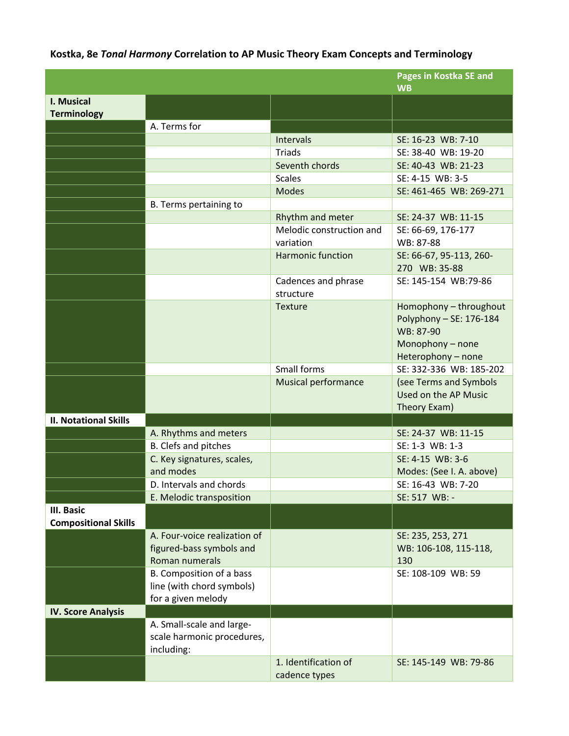**Kostka, 8e *Tonal Harmony* Correlation to AP Music Theory Exam Concepts and Terminology**

| | | | Pages in Kostka SE and WB |
|---|---|---|---|
| **I. Musical Terminology** | | | |
| | A. Terms for | | |
| | | Intervals | SE: 16-23 WB: 7-10 |
| | | Triads | SE: 38-40 WB: 19-20 |
| | | Seventh chords | SE: 40-43 WB: 21-23 |
| | | Scales | SE: 4-15 WB: 3-5 |
| | | Modes | SE: 461-465 WB: 269-271 |
| | B. Terms pertaining to | | |
| | | Rhythm and meter | SE: 24-37 WB: 11-15 |
| | | Melodic construction and variation | SE: 66-69, 176-177 WB: 87-88 |
| | | Harmonic function | SE: 66-67, 95-113, 260-270 WB: 35-88 |
| | | Cadences and phrase structure | SE: 145-154 WB:79-86 |
| | | Texture | Homophony – throughout Polyphony – SE: 176-184 WB: 87-90 Monophony – none Heterophony – none |
| | | Small forms | SE: 332-336 WB: 185-202 |
| | | Musical performance | (see Terms and Symbols Used on the AP Music Theory Exam) |
| **II. Notational Skills** | | | |
| | A. Rhythms and meters | | SE: 24-37 WB: 11-15 |
| | B. Clefs and pitches | | SE: 1-3 WB: 1-3 |
| | C. Key signatures, scales, and modes | | SE: 4-15 WB: 3-6 Modes: (See I. A. above) |
| | D. Intervals and chords | | SE: 16-43 WB: 7-20 |
| | E. Melodic transposition | | SE: 517 WB: - |
| **III. Basic Compositional Skills** | | | |
| | A. Four-voice realization of figured-bass symbols and Roman numerals | | SE: 235, 253, 271 WB: 106-108, 115-118, 130 |
| | B. Composition of a bass line (with chord symbols) for a given melody | | SE: 108-109 WB: 59 |
| **IV. Score Analysis** | | | |
| | A. Small-scale and large-scale harmonic procedures, including: | | |
| | | 1. Identification of cadence types | SE: 145-149 WB: 79-86 |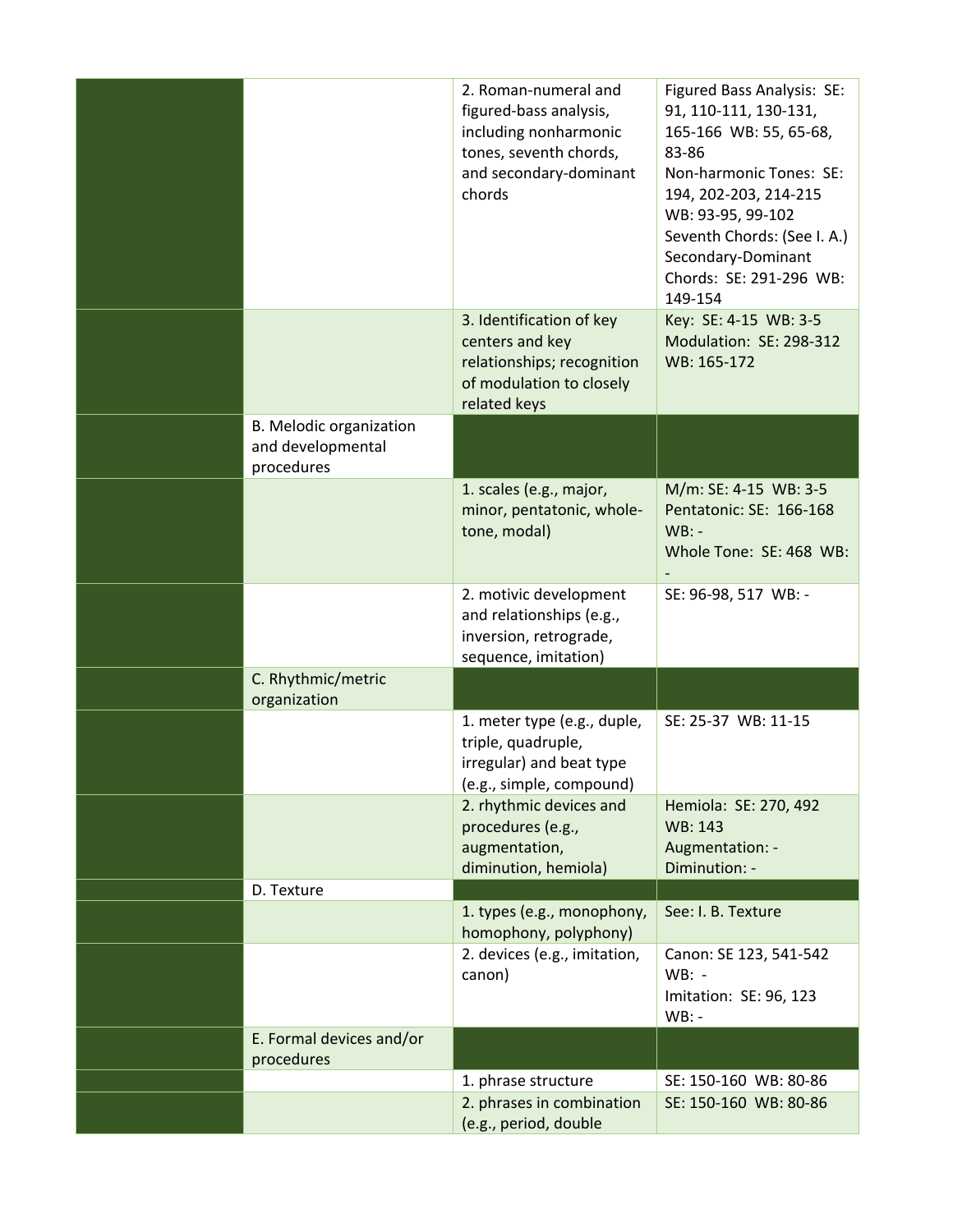| | | | |
|---|---|---|---|
| | | 2. Roman-numeral and figured-bass analysis, including nonharmonic tones, seventh chords, and secondary-dominant chords | Figured Bass Analysis: SE: 91, 110-111, 130-131, 165-166 WB: 55, 65-68, 83-86<br>Non-harmonic Tones: SE: 194, 202-203, 214-215 WB: 93-95, 99-102<br>Seventh Chords: (See I. A.)<br>Secondary-Dominant Chords: SE: 291-296 WB: 149-154 |
| | | 3. Identification of key centers and key relationships; recognition of modulation to closely related keys | Key: SE: 4-15 WB: 3-5<br>Modulation: SE: 298-312 WB: 165-172 |
| | B. Melodic organization and developmental procedures | | |
| | | 1. scales (e.g., major, minor, pentatonic, whole-tone, modal) | M/m: SE: 4-15 WB: 3-5<br>Pentatonic: SE: 166-168 WB: -<br>Whole Tone: SE: 468 WB: - |
| | | 2. motivic development and relationships (e.g., inversion, retrograde, sequence, imitation) | SE: 96-98, 517 WB: - |
| | C. Rhythmic/metric organization | | |
| | | 1. meter type (e.g., duple, triple, quadruple, irregular) and beat type (e.g., simple, compound) | SE: 25-37 WB: 11-15 |
| | | 2. rhythmic devices and procedures (e.g., augmentation, diminution, hemiola) | Hemiola: SE: 270, 492 WB: 143<br>Augmentation: -<br>Diminution: - |
| | D. Texture | | |
| | | 1. types (e.g., monophony, homophony, polyphony) | See: I. B. Texture |
| | | 2. devices (e.g., imitation, canon) | Canon: SE 123, 541-542 WB: -<br>Imitation: SE: 96, 123 WB: - |
| | E. Formal devices and/or procedures | | |
| | | 1. phrase structure | SE: 150-160 WB: 80-86 |
| | | 2. phrases in combination (e.g., period, double | SE: 150-160 WB: 80-86 |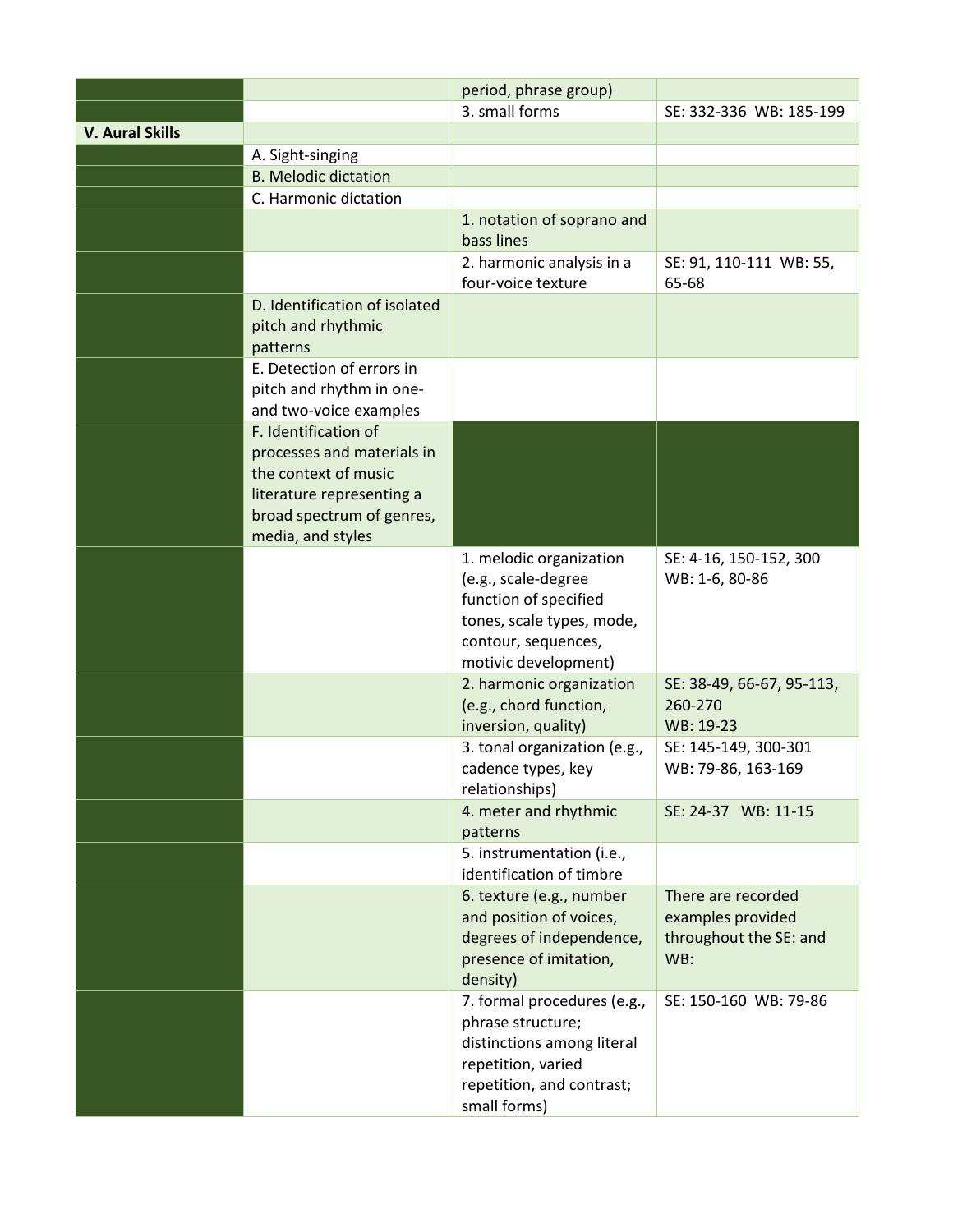| | | | |
|---|---|---|---|
| | | period, phrase group) | |
| | | 3. small forms | SE: 332-336 WB: 185-199 |
| **V. Aural Skills** | | | |
| | A. Sight-singing | | |
| | B. Melodic dictation | | |
| | C. Harmonic dictation | | |
| | | 1. notation of soprano and bass lines | |
| | | 2. harmonic analysis in a four-voice texture | SE: 91, 110-111 WB: 55, 65-68 |
| | D. Identification of isolated pitch and rhythmic patterns | | |
| | E. Detection of errors in pitch and rhythm in one- and two-voice examples | | |
| | F. Identification of processes and materials in the context of music literature representing a broad spectrum of genres, media, and styles | | |
| | | 1. melodic organization (e.g., scale-degree function of specified tones, scale types, mode, contour, sequences, motivic development) | SE: 4-16, 150-152, 300 WB: 1-6, 80-86 |
| | | 2. harmonic organization (e.g., chord function, inversion, quality) | SE: 38-49, 66-67, 95-113, 260-270 WB: 19-23 |
| | | 3. tonal organization (e.g., cadence types, key relationships) | SE: 145-149, 300-301 WB: 79-86, 163-169 |
| | | 4. meter and rhythmic patterns | SE: 24-37 WB: 11-15 |
| | | 5. instrumentation (i.e., identification of timbre | |
| | | 6. texture (e.g., number and position of voices, degrees of independence, presence of imitation, density) | There are recorded examples provided throughout the SE: and WB: |
| | | 7. formal procedures (e.g., phrase structure; distinctions among literal repetition, varied repetition, and contrast; small forms) | SE: 150-160 WB: 79-86 |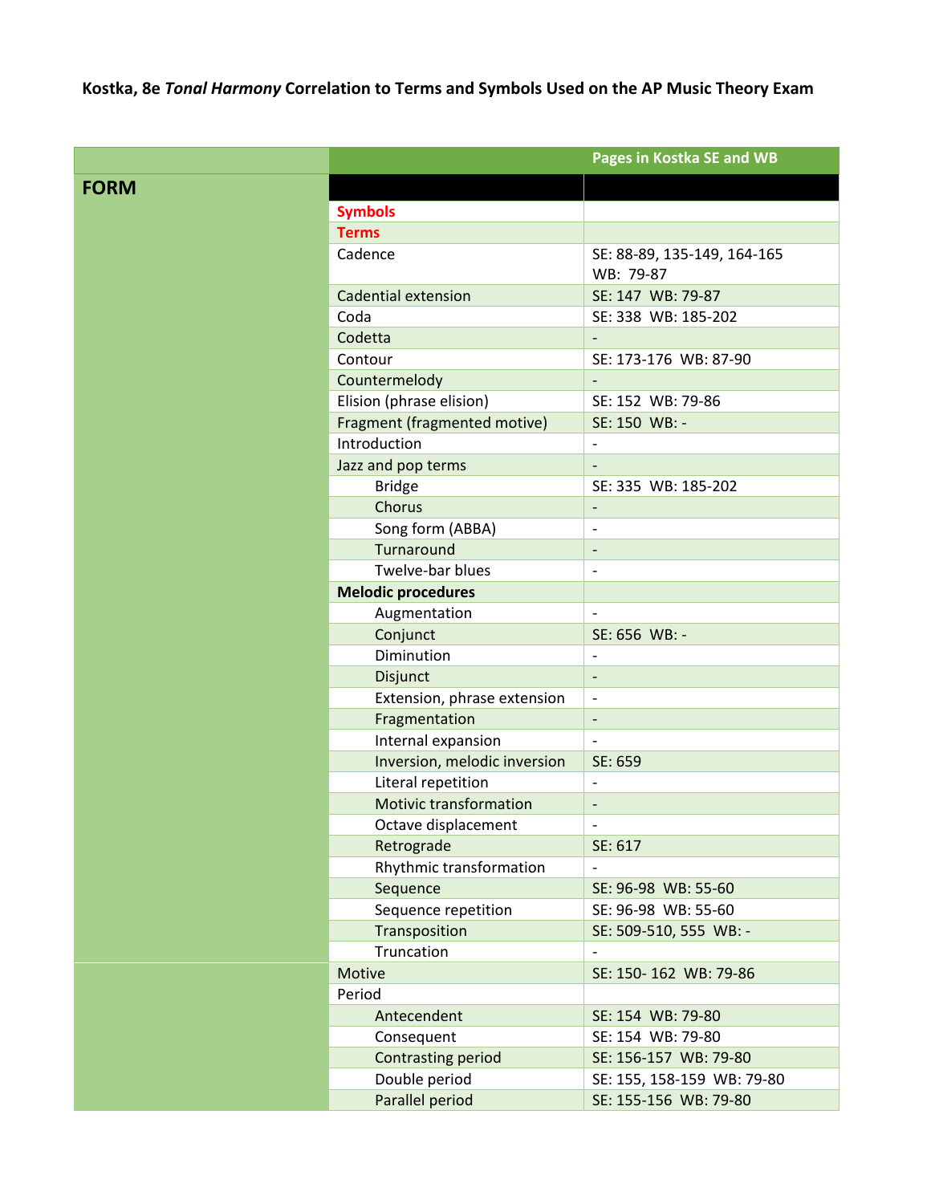**Kostka, 8e *Tonal Harmony* Correlation to Terms and Symbols Used on the AP Music Theory Exam**

| | | Pages in Kostka SE and WB |
|---|---|---|
| **FORM** | | |
| | **Symbols** | |
| | **Terms** | |
| | Cadence | SE: 88-89, 135-149, 164-165 WB: 79-87 |
| | Cadential extension | SE: 147 WB: 79-87 |
| | Coda | SE: 338 WB: 185-202 |
| | Codetta | - |
| | Contour | SE: 173-176 WB: 87-90 |
| | Countermelody | - |
| | Elision (phrase elision) | SE: 152 WB: 79-86 |
| | Fragment (fragmented motive) | SE: 150 WB: - |
| | Introduction | - |
| | Jazz and pop terms | - |
| | Bridge | SE: 335 WB: 185-202 |
| | Chorus | - |
| | Song form (ABBA) | - |
| | Turnaround | - |
| | Twelve-bar blues | - |
| | **Melodic procedures** | |
| | Augmentation | - |
| | Conjunct | SE: 656 WB: - |
| | Diminution | - |
| | Disjunct | - |
| | Extension, phrase extension | - |
| | Fragmentation | - |
| | Internal expansion | - |
| | Inversion, melodic inversion | SE: 659 |
| | Literal repetition | - |
| | Motivic transformation | - |
| | Octave displacement | - |
| | Retrograde | SE: 617 |
| | Rhythmic transformation | - |
| | Sequence | SE: 96-98 WB: 55-60 |
| | Sequence repetition | SE: 96-98 WB: 55-60 |
| | Transposition | SE: 509-510, 555 WB: - |
| | Truncation | - |
| | Motive | SE: 150- 162 WB: 79-86 |
| | Period | |
| | Antecendent | SE: 154 WB: 79-80 |
| | Consequent | SE: 154 WB: 79-80 |
| | Contrasting period | SE: 156-157 WB: 79-80 |
| | Double period | SE: 155, 158-159 WB: 79-80 |
| | Parallel period | SE: 155-156 WB: 79-80 |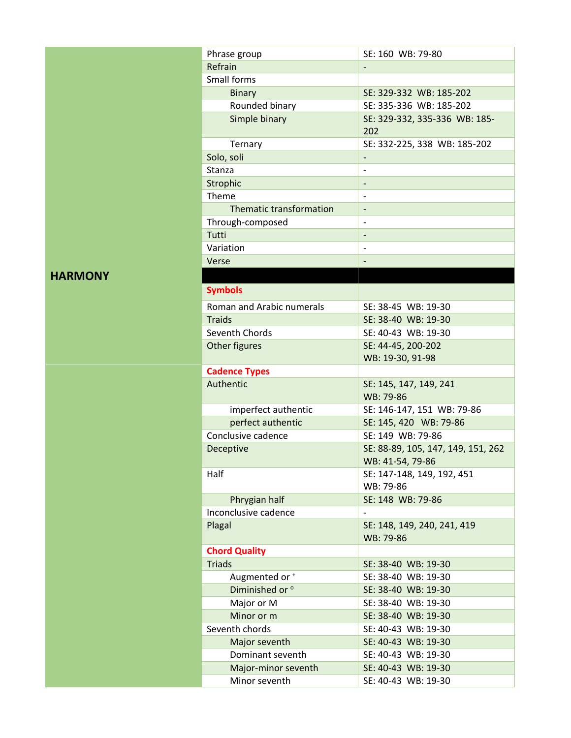| | | |
|---|---|---|
| | Phrase group | SE: 160  WB: 79-80 |
| | Refrain | - |
| | Small forms | |
| | Binary | SE: 329-332  WB: 185-202 |
| | Rounded binary | SE: 335-336  WB: 185-202 |
| | Simple binary | SE: 329-332, 335-336  WB: 185-202 |
| | Ternary | SE: 332-225, 338  WB: 185-202 |
| | Solo, soli | - |
| | Stanza | - |
| | Strophic | - |
| | Theme | - |
| | Thematic transformation | - |
| | Through-composed | - |
| | Tutti | - |
| | Variation | - |
| | Verse | - |
| **HARMONY** | | |
| | **Symbols** | |
| | Roman and Arabic numerals | SE: 38-45  WB: 19-30 |
| | Traids | SE: 38-40  WB: 19-30 |
| | Seventh Chords | SE: 40-43  WB: 19-30 |
| | Other figures | SE: 44-45, 200-202 WB: 19-30, 91-98 |
| | **Cadence Types** | |
| | Authentic | SE: 145, 147, 149, 241 WB: 79-86 |
| | imperfect authentic | SE: 146-147, 151  WB: 79-86 |
| | perfect authentic | SE: 145, 420  WB: 79-86 |
| | Conclusive cadence | SE: 149  WB: 79-86 |
| | Deceptive | SE: 88-89, 105, 147, 149, 151, 262 WB: 41-54, 79-86 |
| | Half | SE: 147-148, 149, 192, 451 WB: 79-86 |
| | Phrygian half | SE: 148  WB: 79-86 |
| | Inconclusive cadence | - |
| | Plagal | SE: 148, 149, 240, 241, 419 WB: 79-86 |
| | **Chord Quality** | |
| | Triads | SE: 38-40  WB: 19-30 |
| | Augmented or + | SE: 38-40  WB: 19-30 |
| | Diminished or ° | SE: 38-40  WB: 19-30 |
| | Major or M | SE: 38-40  WB: 19-30 |
| | Minor or m | SE: 38-40  WB: 19-30 |
| | Seventh chords | SE: 40-43  WB: 19-30 |
| | Major seventh | SE: 40-43  WB: 19-30 |
| | Dominant seventh | SE: 40-43  WB: 19-30 |
| | Major-minor seventh | SE: 40-43  WB: 19-30 |
| | Minor seventh | SE: 40-43  WB: 19-30 |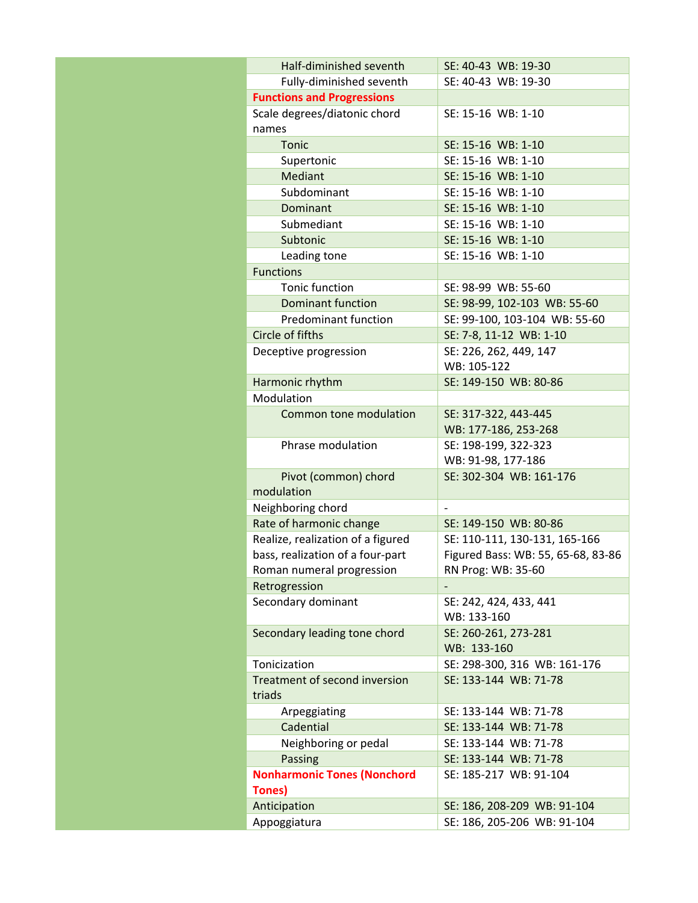| | | |
|---|---|---|
| | Half-diminished seventh | SE: 40-43 WB: 19-30 |
| | Fully-diminished seventh | SE: 40-43 WB: 19-30 |
| | **Functions and Progressions** | |
| | Scale degrees/diatonic chord names | SE: 15-16 WB: 1-10 |
| | Tonic | SE: 15-16 WB: 1-10 |
| | Supertonic | SE: 15-16 WB: 1-10 |
| | Mediant | SE: 15-16 WB: 1-10 |
| | Subdominant | SE: 15-16 WB: 1-10 |
| | Dominant | SE: 15-16 WB: 1-10 |
| | Submediant | SE: 15-16 WB: 1-10 |
| | Subtonic | SE: 15-16 WB: 1-10 |
| | Leading tone | SE: 15-16 WB: 1-10 |
| | Functions | |
| | Tonic function | SE: 98-99 WB: 55-60 |
| | Dominant function | SE: 98-99, 102-103 WB: 55-60 |
| | Predominant function | SE: 99-100, 103-104 WB: 55-60 |
| | Circle of fifths | SE: 7-8, 11-12 WB: 1-10 |
| | Deceptive progression | SE: 226, 262, 449, 147<br>WB: 105-122 |
| | Harmonic rhythm | SE: 149-150 WB: 80-86 |
| | Modulation | |
| | Common tone modulation | SE: 317-322, 443-445<br>WB: 177-186, 253-268 |
| | Phrase modulation | SE: 198-199, 322-323<br>WB: 91-98, 177-186 |
| | Pivot (common) chord modulation | SE: 302-304 WB: 161-176 |
| | Neighboring chord | - |
| | Rate of harmonic change | SE: 149-150 WB: 80-86 |
| | Realize, realization of a figured bass, realization of a four-part Roman numeral progression | SE: 110-111, 130-131, 165-166<br>Figured Bass: WB: 55, 65-68, 83-86<br>RN Prog: WB: 35-60 |
| | Retrogression | - |
| | Secondary dominant | SE: 242, 424, 433, 441<br>WB: 133-160 |
| | Secondary leading tone chord | SE: 260-261, 273-281<br>WB: 133-160 |
| | Tonicization | SE: 298-300, 316 WB: 161-176 |
| | Treatment of second inversion triads | SE: 133-144 WB: 71-78 |
| | Arpeggiating | SE: 133-144 WB: 71-78 |
| | Cadential | SE: 133-144 WB: 71-78 |
| | Neighboring or pedal | SE: 133-144 WB: 71-78 |
| | Passing | SE: 133-144 WB: 71-78 |
| | **Nonharmonic Tones (Nonchord Tones)** | SE: 185-217 WB: 91-104 |
| | Anticipation | SE: 186, 208-209 WB: 91-104 |
| | Appoggiatura | SE: 186, 205-206 WB: 91-104 |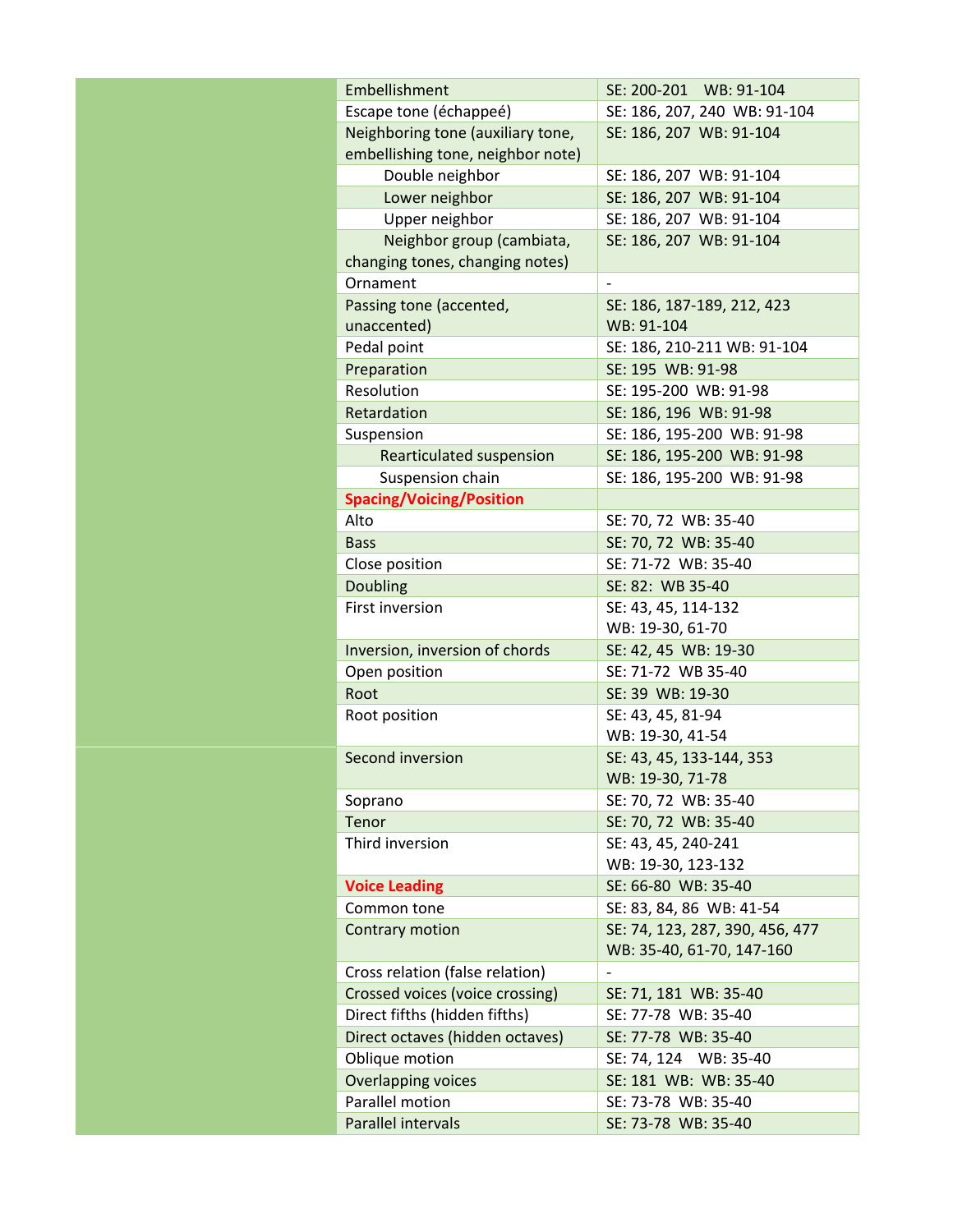| | | |
|---|---|---|
| | Embellishment | SE: 200-201 WB: 91-104 |
| | Escape tone (échappeé) | SE: 186, 207, 240 WB: 91-104 |
| | Neighboring tone (auxiliary tone, embellishing tone, neighbor note) | SE: 186, 207 WB: 91-104 |
| | Double neighbor | SE: 186, 207 WB: 91-104 |
| | Lower neighbor | SE: 186, 207 WB: 91-104 |
| | Upper neighbor | SE: 186, 207 WB: 91-104 |
| | Neighbor group (cambiata, changing tones, changing notes) | SE: 186, 207 WB: 91-104 |
| | Ornament | - |
| | Passing tone (accented, unaccented) | SE: 186, 187-189, 212, 423 WB: 91-104 |
| | Pedal point | SE: 186, 210-211 WB: 91-104 |
| | Preparation | SE: 195 WB: 91-98 |
| | Resolution | SE: 195-200 WB: 91-98 |
| | Retardation | SE: 186, 196 WB: 91-98 |
| | Suspension | SE: 186, 195-200 WB: 91-98 |
| | Rearticulated suspension | SE: 186, 195-200 WB: 91-98 |
| | Suspension chain | SE: 186, 195-200 WB: 91-98 |
| | **Spacing/Voicing/Position** | |
| | Alto | SE: 70, 72 WB: 35-40 |
| | Bass | SE: 70, 72 WB: 35-40 |
| | Close position | SE: 71-72 WB: 35-40 |
| | Doubling | SE: 82: WB 35-40 |
| | First inversion | SE: 43, 45, 114-132 WB: 19-30, 61-70 |
| | Inversion, inversion of chords | SE: 42, 45 WB: 19-30 |
| | Open position | SE: 71-72 WB 35-40 |
| | Root | SE: 39 WB: 19-30 |
| | Root position | SE: 43, 45, 81-94 WB: 19-30, 41-54 |
| | Second inversion | SE: 43, 45, 133-144, 353 WB: 19-30, 71-78 |
| | Soprano | SE: 70, 72 WB: 35-40 |
| | Tenor | SE: 70, 72 WB: 35-40 |
| | Third inversion | SE: 43, 45, 240-241 WB: 19-30, 123-132 |
| | **Voice Leading** | SE: 66-80 WB: 35-40 |
| | Common tone | SE: 83, 84, 86 WB: 41-54 |
| | Contrary motion | SE: 74, 123, 287, 390, 456, 477 WB: 35-40, 61-70, 147-160 |
| | Cross relation (false relation) | - |
| | Crossed voices (voice crossing) | SE: 71, 181 WB: 35-40 |
| | Direct fifths (hidden fifths) | SE: 77-78 WB: 35-40 |
| | Direct octaves (hidden octaves) | SE: 77-78 WB: 35-40 |
| | Oblique motion | SE: 74, 124 WB: 35-40 |
| | Overlapping voices | SE: 181 WB: WB: 35-40 |
| | Parallel motion | SE: 73-78 WB: 35-40 |
| | Parallel intervals | SE: 73-78 WB: 35-40 |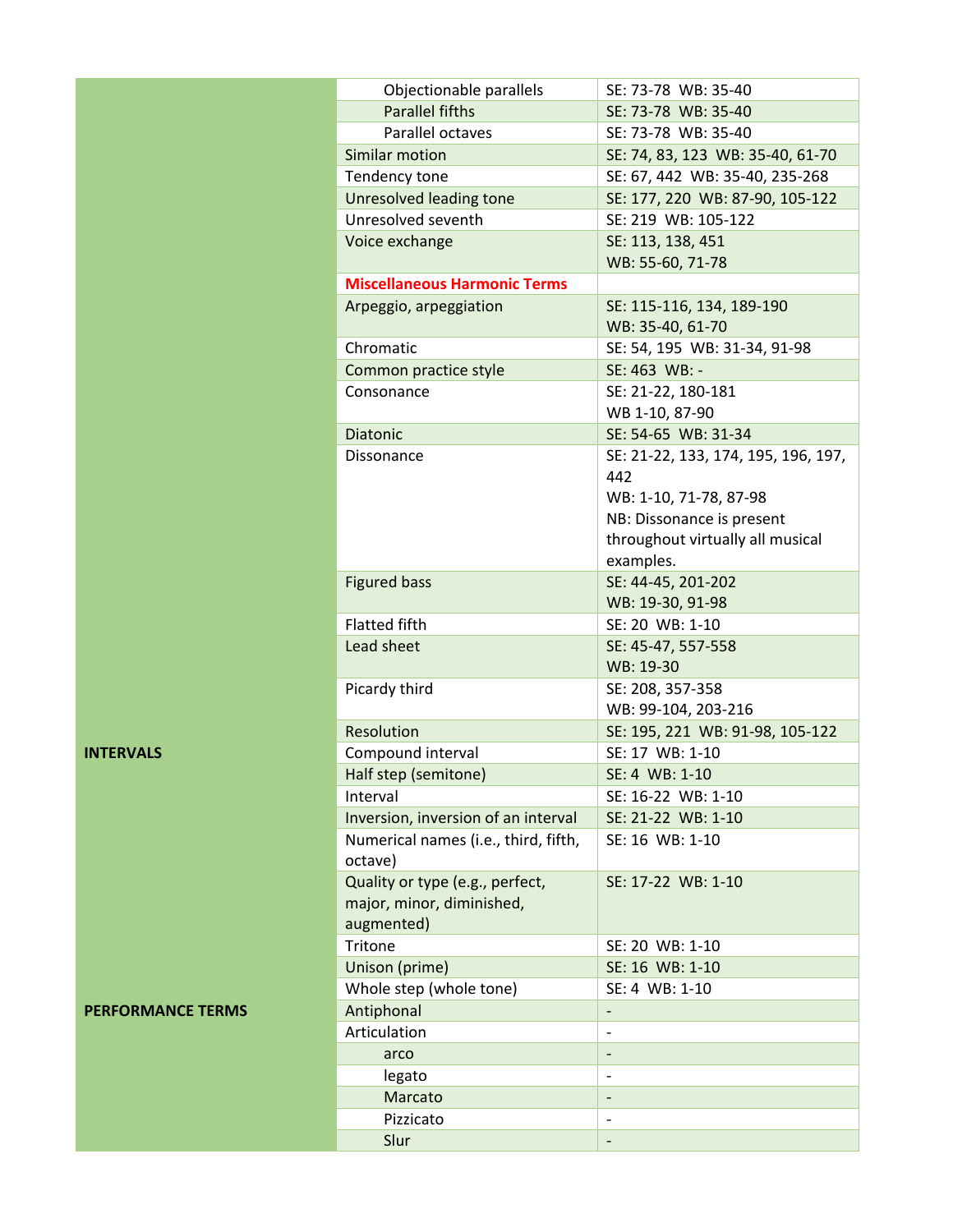| | | |
|---|---|---|
| | Objectionable parallels | SE: 73-78 WB: 35-40 |
| | Parallel fifths | SE: 73-78 WB: 35-40 |
| | Parallel octaves | SE: 73-78 WB: 35-40 |
| | Similar motion | SE: 74, 83, 123 WB: 35-40, 61-70 |
| | Tendency tone | SE: 67, 442 WB: 35-40, 235-268 |
| | Unresolved leading tone | SE: 177, 220 WB: 87-90, 105-122 |
| | Unresolved seventh | SE: 219 WB: 105-122 |
| | Voice exchange | SE: 113, 138, 451<br>WB: 55-60, 71-78 |
| | **Miscellaneous Harmonic Terms** | |
| | Arpeggio, arpeggiation | SE: 115-116, 134, 189-190<br>WB: 35-40, 61-70 |
| | Chromatic | SE: 54, 195 WB: 31-34, 91-98 |
| | Common practice style | SE: 463 WB: - |
| | Consonance | SE: 21-22, 180-181<br>WB 1-10, 87-90 |
| | Diatonic | SE: 54-65 WB: 31-34 |
| | Dissonance | SE: 21-22, 133, 174, 195, 196, 197, 442<br>WB: 1-10, 71-78, 87-98<br>NB: Dissonance is present throughout virtually all musical examples. |
| | Figured bass | SE: 44-45, 201-202<br>WB: 19-30, 91-98 |
| | Flatted fifth | SE: 20 WB: 1-10 |
| | Lead sheet | SE: 45-47, 557-558<br>WB: 19-30 |
| | Picardy third | SE: 208, 357-358<br>WB: 99-104, 203-216 |
| | Resolution | SE: 195, 221 WB: 91-98, 105-122 |
| **INTERVALS** | Compound interval | SE: 17 WB: 1-10 |
| | Half step (semitone) | SE: 4 WB: 1-10 |
| | Interval | SE: 16-22 WB: 1-10 |
| | Inversion, inversion of an interval | SE: 21-22 WB: 1-10 |
| | Numerical names (i.e., third, fifth, octave) | SE: 16 WB: 1-10 |
| | Quality or type (e.g., perfect, major, minor, diminished, augmented) | SE: 17-22 WB: 1-10 |
| | Tritone | SE: 20 WB: 1-10 |
| | Unison (prime) | SE: 16 WB: 1-10 |
| | Whole step (whole tone) | SE: 4 WB: 1-10 |
| **PERFORMANCE TERMS** | Antiphonal | - |
| | Articulation | - |
| | arco | - |
| | legato | - |
| | Marcato | - |
| | Pizzicato | - |
| | Slur | - |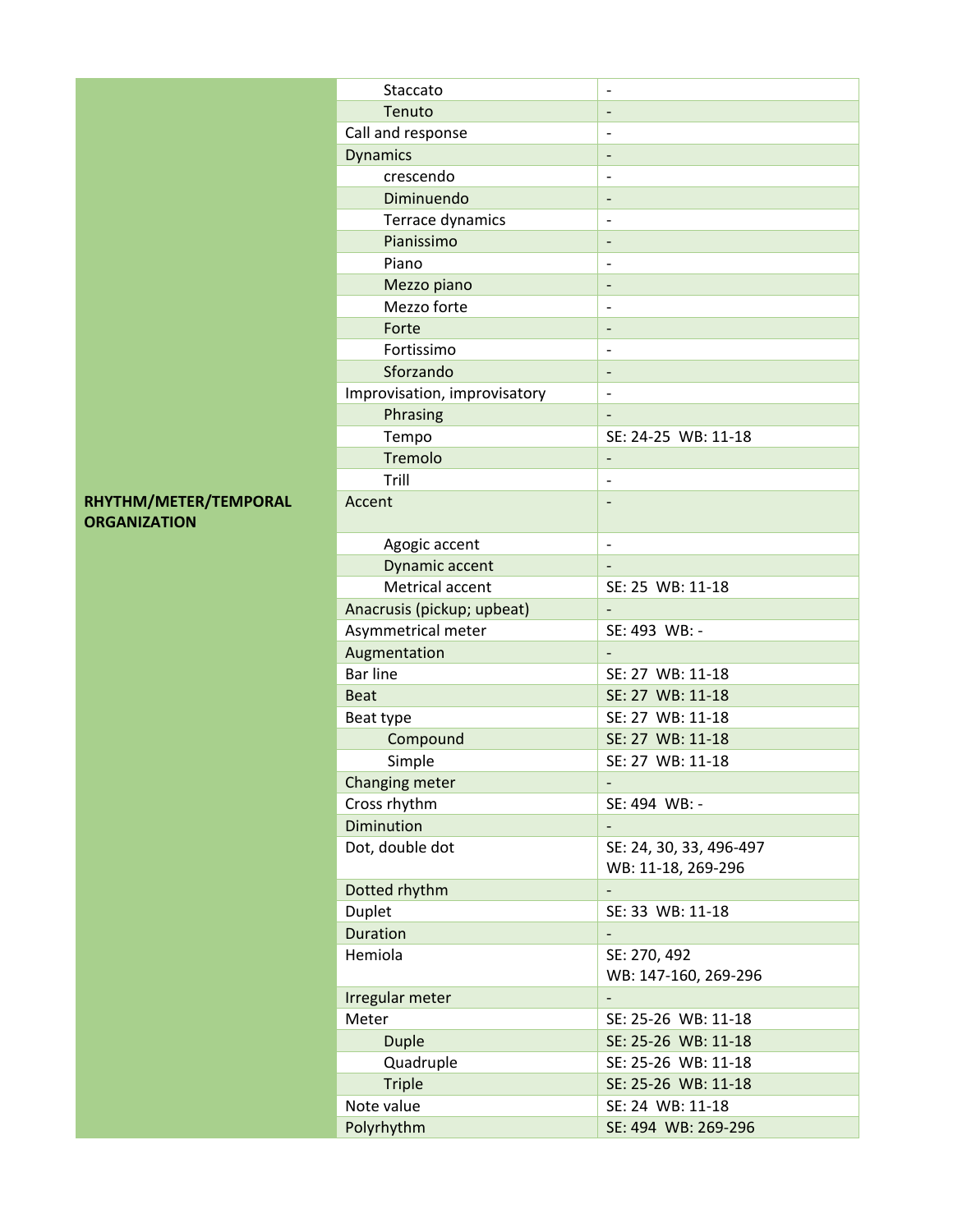| | | |
|---|---|---|
| | Staccato | - |
| | Tenuto | - |
| | Call and response | - |
| | Dynamics | - |
| | crescendo | - |
| | Diminuendo | - |
| | Terrace dynamics | - |
| | Pianissimo | - |
| | Piano | - |
| | Mezzo piano | - |
| | Mezzo forte | - |
| | Forte | - |
| | Fortissimo | - |
| | Sforzando | - |
| | Improvisation, improvisatory | - |
| | Phrasing | - |
| | Tempo | SE: 24-25 WB: 11-18 |
| | Tremolo | - |
| | Trill | - |
| **RHYTHM/METER/TEMPORAL ORGANIZATION** | Accent | - |
| | Agogic accent | - |
| | Dynamic accent | - |
| | Metrical accent | SE: 25 WB: 11-18 |
| | Anacrusis (pickup; upbeat) | - |
| | Asymmetrical meter | SE: 493 WB: - |
| | Augmentation | - |
| | Bar line | SE: 27 WB: 11-18 |
| | Beat | SE: 27 WB: 11-18 |
| | Beat type | SE: 27 WB: 11-18 |
| | Compound | SE: 27 WB: 11-18 |
| | Simple | SE: 27 WB: 11-18 |
| | Changing meter | - |
| | Cross rhythm | SE: 494 WB: - |
| | Diminution | - |
| | Dot, double dot | SE: 24, 30, 33, 496-497 WB: 11-18, 269-296 |
| | Dotted rhythm | - |
| | Duplet | SE: 33 WB: 11-18 |
| | Duration | - |
| | Hemiola | SE: 270, 492 WB: 147-160, 269-296 |
| | Irregular meter | - |
| | Meter | SE: 25-26 WB: 11-18 |
| | Duple | SE: 25-26 WB: 11-18 |
| | Quadruple | SE: 25-26 WB: 11-18 |
| | Triple | SE: 25-26 WB: 11-18 |
| | Note value | SE: 24 WB: 11-18 |
| | Polyrhythm | SE: 494 WB: 269-296 |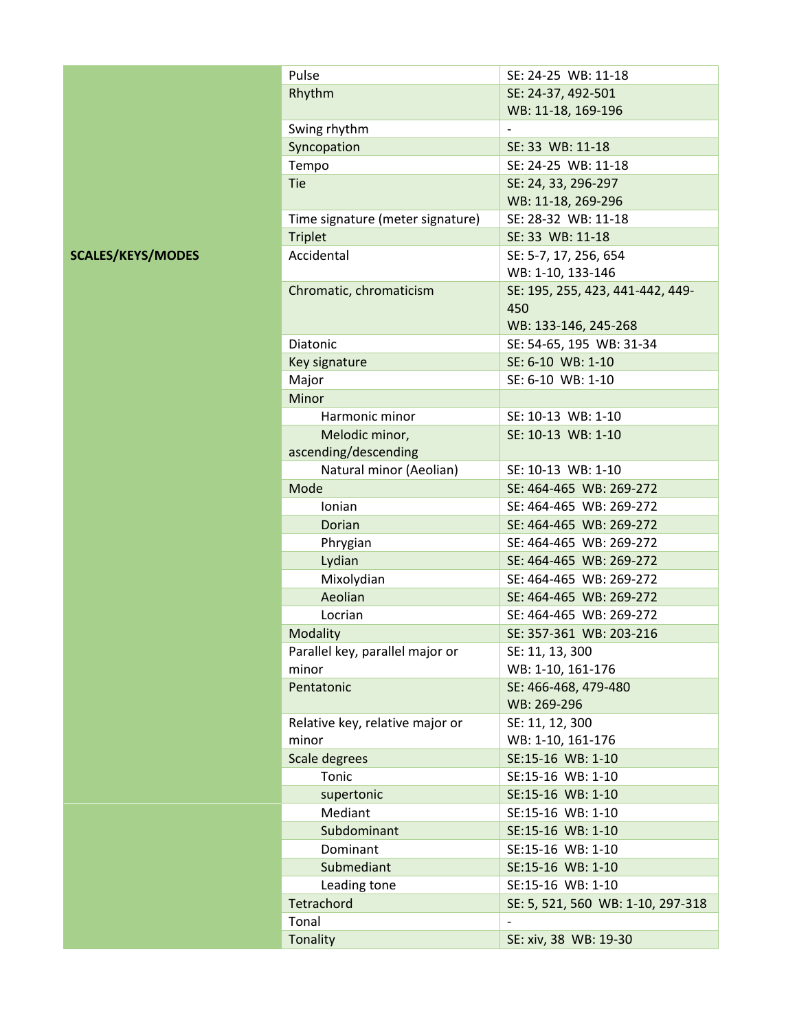| | | |
|---|---|---|
| | Pulse | SE: 24-25 WB: 11-18 |
| | Rhythm | SE: 24-37, 492-501<br>WB: 11-18, 169-196 |
| | Swing rhythm | - |
| | Syncopation | SE: 33 WB: 11-18 |
| | Tempo | SE: 24-25 WB: 11-18 |
| | Tie | SE: 24, 33, 296-297<br>WB: 11-18, 269-296 |
| | Time signature (meter signature) | SE: 28-32 WB: 11-18 |
| | Triplet | SE: 33 WB: 11-18 |
| **SCALES/KEYS/MODES** | Accidental | SE: 5-7, 17, 256, 654<br>WB: 1-10, 133-146 |
| | Chromatic, chromaticism | SE: 195, 255, 423, 441-442, 449-450<br>WB: 133-146, 245-268 |
| | Diatonic | SE: 54-65, 195 WB: 31-34 |
| | Key signature | SE: 6-10 WB: 1-10 |
| | Major | SE: 6-10 WB: 1-10 |
| | Minor | |
| | Harmonic minor | SE: 10-13 WB: 1-10 |
| | Melodic minor, ascending/descending | SE: 10-13 WB: 1-10 |
| | Natural minor (Aeolian) | SE: 10-13 WB: 1-10 |
| | Mode | SE: 464-465 WB: 269-272 |
| | Ionian | SE: 464-465 WB: 269-272 |
| | Dorian | SE: 464-465 WB: 269-272 |
| | Phrygian | SE: 464-465 WB: 269-272 |
| | Lydian | SE: 464-465 WB: 269-272 |
| | Mixolydian | SE: 464-465 WB: 269-272 |
| | Aeolian | SE: 464-465 WB: 269-272 |
| | Locrian | SE: 464-465 WB: 269-272 |
| | Modality | SE: 357-361 WB: 203-216 |
| | Parallel key, parallel major or minor | SE: 11, 13, 300<br>WB: 1-10, 161-176 |
| | Pentatonic | SE: 466-468, 479-480<br>WB: 269-296 |
| | Relative key, relative major or minor | SE: 11, 12, 300<br>WB: 1-10, 161-176 |
| | Scale degrees | SE:15-16 WB: 1-10 |
| | Tonic | SE:15-16 WB: 1-10 |
| | supertonic | SE:15-16 WB: 1-10 |
| | Mediant | SE:15-16 WB: 1-10 |
| | Subdominant | SE:15-16 WB: 1-10 |
| | Dominant | SE:15-16 WB: 1-10 |
| | Submediant | SE:15-16 WB: 1-10 |
| | Leading tone | SE:15-16 WB: 1-10 |
| | Tetrachord | SE: 5, 521, 560 WB: 1-10, 297-318 |
| | Tonal | - |
| | Tonality | SE: xiv, 38 WB: 19-30 |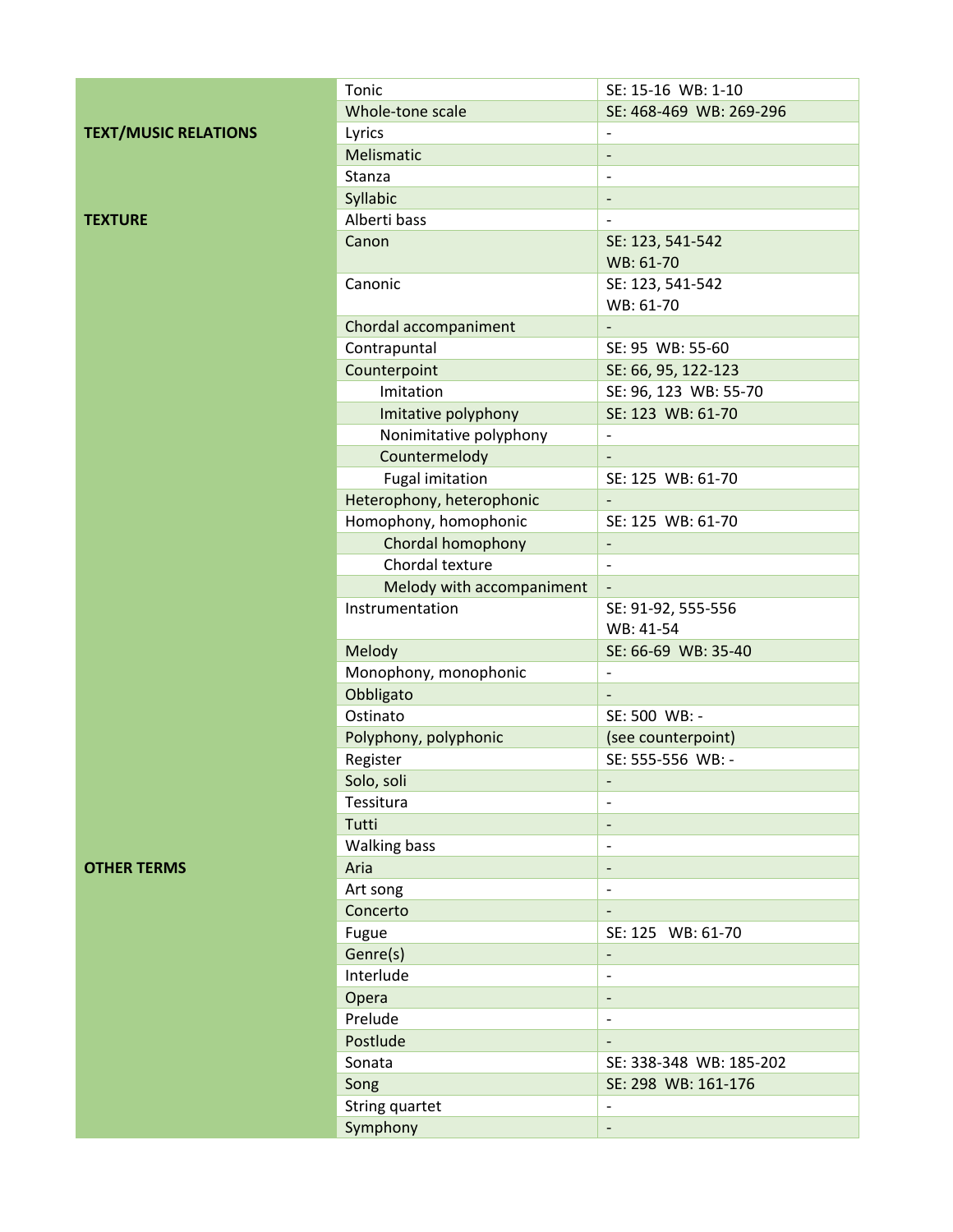| | | |
|---|---|---|
| | Tonic | SE: 15-16  WB: 1-10 |
| | Whole-tone scale | SE: 468-469  WB: 269-296 |
| **TEXT/MUSIC RELATIONS** | Lyrics | - |
| | Melismatic | - |
| | Stanza | - |
| | Syllabic | - |
| **TEXTURE** | Alberti bass | - |
| | Canon | SE: 123, 541-542 WB: 61-70 |
| | Canonic | SE: 123, 541-542 WB: 61-70 |
| | Chordal accompaniment | - |
| | Contrapuntal | SE: 95  WB: 55-60 |
| | Counterpoint | SE: 66, 95, 122-123 |
| | Imitation | SE: 96, 123  WB: 55-70 |
| | Imitative polyphony | SE: 123  WB: 61-70 |
| | Nonimitative polyphony | - |
| | Countermelody | - |
| | Fugal imitation | SE: 125  WB: 61-70 |
| | Heterophony, heterophonic | - |
| | Homophony, homophonic | SE: 125  WB: 61-70 |
| | Chordal homophony | - |
| | Chordal texture | - |
| | Melody with accompaniment | - |
| | Instrumentation | SE: 91-92, 555-556 WB: 41-54 |
| | Melody | SE: 66-69  WB: 35-40 |
| | Monophony, monophonic | - |
| | Obbligato | - |
| | Ostinato | SE: 500  WB: - |
| | Polyphony, polyphonic | (see counterpoint) |
| | Register | SE: 555-556  WB: - |
| | Solo, soli | - |
| | Tessitura | - |
| | Tutti | - |
| | Walking bass | - |
| **OTHER TERMS** | Aria | - |
| | Art song | - |
| | Concerto | - |
| | Fugue | SE: 125  WB: 61-70 |
| | Genre(s) | - |
| | Interlude | - |
| | Opera | - |
| | Prelude | - |
| | Postlude | - |
| | Sonata | SE: 338-348  WB: 185-202 |
| | Song | SE: 298  WB: 161-176 |
| | String quartet | - |
| | Symphony | - |